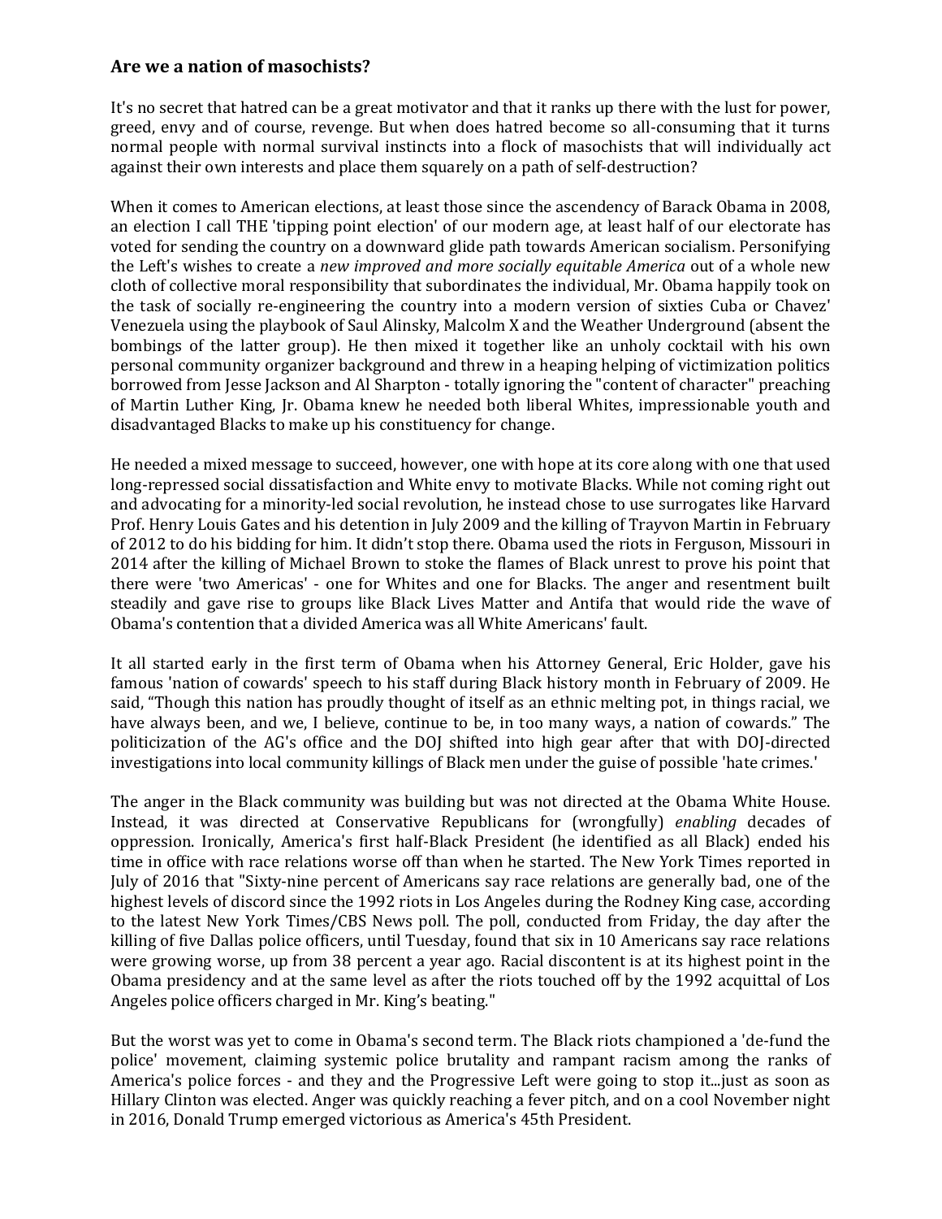### Are we a nation of masochists?

It's no secret that hatred can be a great motivator and that it ranks up there with the lust for power, greed, envy and of course, revenge. But when does hatred become so all-consuming that it turns normal people with normal survival instincts into a flock of masochists that will individually act against their own interests and place them squarely on a path of self-destruction?

When it comes to American elections, at least those since the ascendency of Barack Obama in 2008, an election I call THE 'tipping point election' of our modern age, at least half of our electorate has voted for sending the country on a downward glide path towards American socialism. Personifying the Left's wishes to create a *new improved and more socially equitable America* out of a whole new cloth of collective moral responsibility that subordinates the individual, Mr. Obama happily took on the task of socially re-engineering the country into a modern version of sixties Cuba or Chavez' Venezuela using the playbook of Saul Alinsky, Malcolm X and the Weather Underground (absent the bombings of the latter group). He then mixed it together like an unholy cocktail with his own personal community organizer background and threw in a heaping helping of victimization politics borrowed from Jesse Jackson and Al Sharpton - totally ignoring the "content of character" preaching of Martin Luther King, Jr. Obama knew he needed both liberal Whites, impressionable youth and disadvantaged Blacks to make up his constituency for change.

He needed a mixed message to succeed, however, one with hope at its core along with one that used long-repressed social dissatisfaction and White envy to motivate Blacks. While not coming right out and advocating for a minority-led social revolution, he instead chose to use surrogates like Harvard Prof. Henry Louis Gates and his detention in July 2009 and the killing of Trayvon Martin in February of 2012 to do his bidding for him. It didn't stop there. Obama used the riots in Ferguson, Missouri in 2014 after the killing of Michael Brown to stoke the flames of Black unrest to prove his point that there were 'two Americas' - one for Whites and one for Blacks. The anger and resentment built steadily and gave rise to groups like Black Lives Matter and Antifa that would ride the wave of Obama's contention that a divided America was all White Americans' fault.

It all started early in the first term of Obama when his Attorney General, Eric Holder, gave his famous 'nation of cowards' speech to his staff during Black history month in February of 2009. He said, "Though this nation has proudly thought of itself as an ethnic melting pot, in things racial, we have always been, and we, I believe, continue to be, in too many ways, a nation of cowards." The politicization of the AG's office and the DOJ shifted into high gear after that with DOJ-directed investigations into local community killings of Black men under the guise of possible 'hate crimes.'

The anger in the Black community was building but was not directed at the Obama White House. Instead, it was directed at Conservative Republicans for (wrongfully) *enabling* decades of oppression. Ironically, America's first half-Black President (he identified as all Black) ended his time in office with race relations worse off than when he started. The New York Times reported in July of 2016 that "Sixty-nine percent of Americans say race relations are generally bad, one of the highest levels of discord since the 1992 riots in Los Angeles during the Rodney King case, according to the latest New York Times/CBS News poll. The poll, conducted from Friday, the day after the killing of five Dallas police officers, until Tuesday, found that six in 10 Americans say race relations were growing worse, up from 38 percent a year ago. Racial discontent is at its highest point in the Obama presidency and at the same level as after the riots touched off by the 1992 acquittal of Los Angeles police officers charged in Mr. King's beating."

But the worst was yet to come in Obama's second term. The Black riots championed a 'de-fund the police' movement, claiming systemic police brutality and rampant racism among the ranks of America's police forces - and they and the Progressive Left were going to stop it...just as soon as Hillary Clinton was elected. Anger was quickly reaching a fever pitch, and on a cool November night in 2016, Donald Trump emerged victorious as America's 45th President.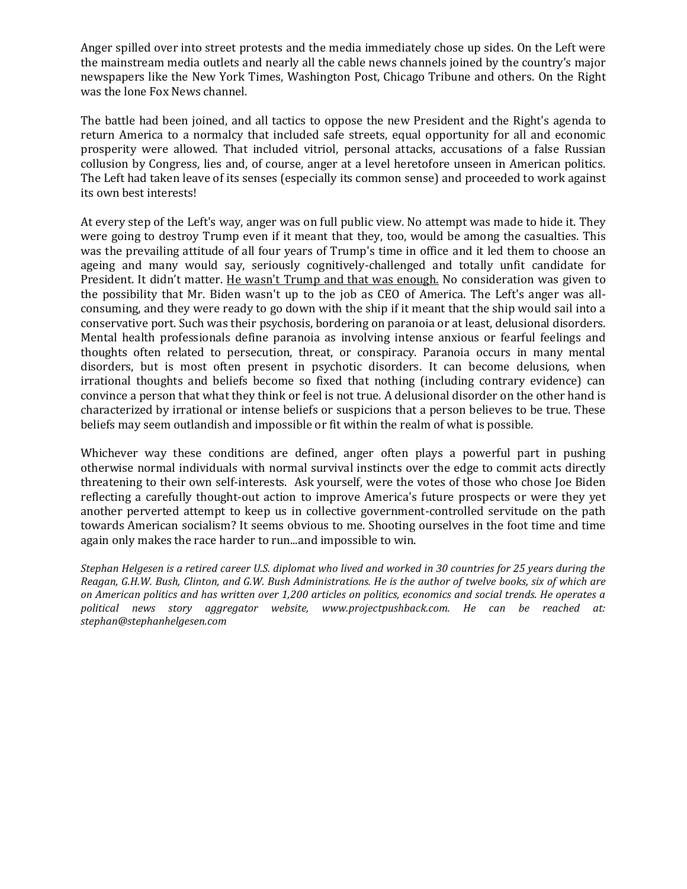Anger spilled over into street protests and the media immediately chose up sides. On the Left were the mainstream media outlets and nearly all the cable news channels joined by the country's major newspapers like the New York Times, Washington Post, Chicago Tribune and others. On the Right was the lone Fox News channel.

The battle had been joined, and all tactics to oppose the new President and the Right's agenda to return America to a normalcy that included safe streets, equal opportunity for all and economic prosperity were allowed. That included vitriol, personal attacks, accusations of a false Russian collusion by Congress, lies and, of course, anger at a level heretofore unseen in American politics. The Left had taken leave of its senses (especially its common sense) and proceeded to work against its own best interests!

At every step of the Left's way, anger was on full public view. No attempt was made to hide it. They were going to destroy Trump even if it meant that they, too, would be among the casualties. This was the prevailing attitude of all four years of Trump's time in office and it led them to choose an ageing and many would say, seriously cognitively-challenged and totally unfit candidate for President. It didn't matter. <u>He wasn't Trump and that was enough.</u> No consideration was given to the possibility that Mr. Biden wasn't up to the job as CEO of America. The Left's anger was all-consuming, and they were ready to go down with the ship if it meant that the ship would sail into a conservative port. Such was their psychosis, bordering on paranoia or at least, delusional disorders. Mental health professionals define paranoia as involving intense anxious or fearful feelings and thoughts often related to persecution, threat, or conspiracy. Paranoia occurs in many mental disorders, but is most often present in psychotic disorders. It can become delusions, when irrational thoughts and beliefs become so fixed that nothing (including contrary evidence) can convince a person that what they think or feel is not true. A delusional disorder on the other hand is characterized by irrational or intense beliefs or suspicions that a person believes to be true. These beliefs may seem outlandish and impossible or fit within the realm of what is possible.

Whichever way these conditions are defined, anger often plays a powerful part in pushing otherwise normal individuals with normal survival instincts over the edge to commit acts directly threatening to their own self-interests. Ask yourself, were the votes of those who chose Joe Biden reflecting a carefully thought-out action to improve America's future prospects or were they yet another perverted attempt to keep us in collective government-controlled servitude on the path towards American socialism? It seems obvious to me. Shooting ourselves in the foot time and time again only makes the race harder to run...and impossible to win.

*Stephan Helgesen is a retired career U.S. diplomat who lived and worked in 30 countries for 25 years during the Reagan, G.H.W. Bush, Clinton, and G.W. Bush Administrations. He is the author of twelve books, six of which are on American politics and has written over 1,200 articles on politics, economics and social trends. He operates a political news story aggregator website, www.projectpushback.com. He can be reached at: stephan@stephanhelgesen.com*